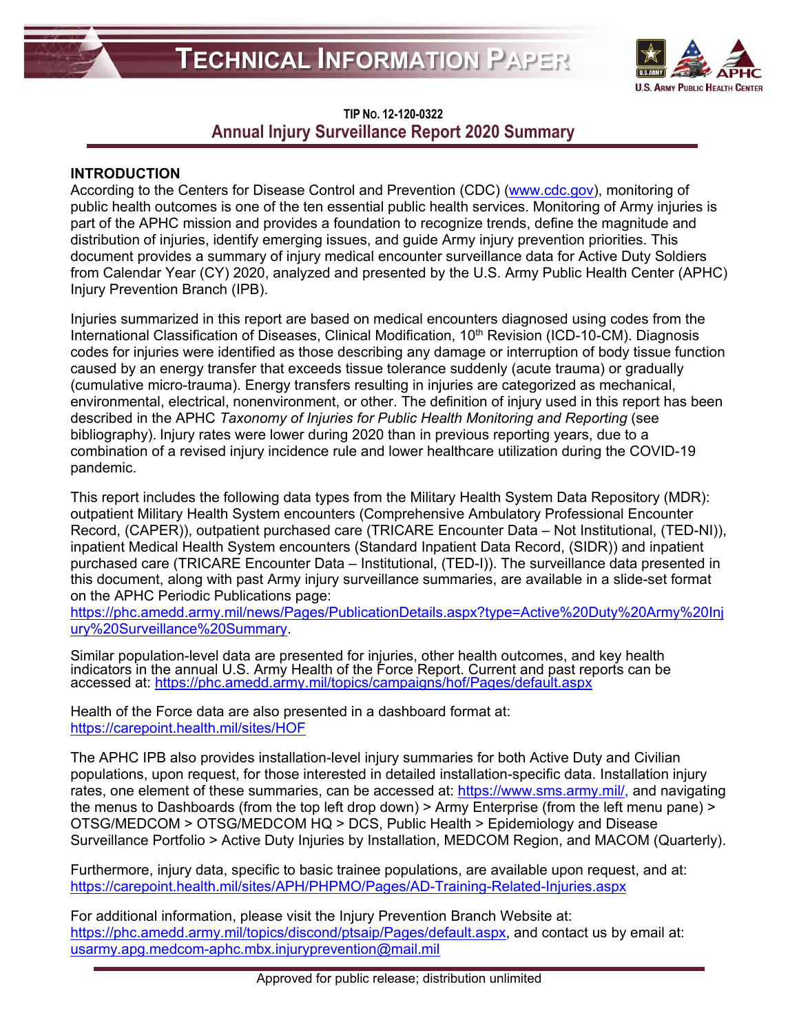# TECHNICAL INFORMATION PAPER

**TIP No. 12-120-0322**

## Annual Injury Surveillance Report 2020 Summary

**INTRODUCTION**

According to the Centers for Disease Control and Prevention (CDC) (www.cdc.gov), monitoring of public health outcomes is one of the ten essential public health services. Monitoring of Army injuries is part of the APHC mission and provides a foundation to recognize trends, define the magnitude and distribution of injuries, identify emerging issues, and guide Army injury prevention priorities. This document provides a summary of injury medical encounter surveillance data for Active Duty Soldiers from Calendar Year (CY) 2020, analyzed and presented by the U.S. Army Public Health Center (APHC) Injury Prevention Branch (IPB).

Injuries summarized in this report are based on medical encounters diagnosed using codes from the International Classification of Diseases, Clinical Modification, 10th Revision (ICD-10-CM). Diagnosis codes for injuries were identified as those describing any damage or interruption of body tissue function caused by an energy transfer that exceeds tissue tolerance suddenly (acute trauma) or gradually (cumulative micro-trauma). Energy transfers resulting in injuries are categorized as mechanical, environmental, electrical, nonenvironment, or other. The definition of injury used in this report has been described in the APHC *Taxonomy of Injuries for Public Health Monitoring and Reporting* (see bibliography). Injury rates were lower during 2020 than in previous reporting years, due to a combination of a revised injury incidence rule and lower healthcare utilization during the COVID-19 pandemic.

This report includes the following data types from the Military Health System Data Repository (MDR): outpatient Military Health System encounters (Comprehensive Ambulatory Professional Encounter Record, (CAPER)), outpatient purchased care (TRICARE Encounter Data – Not Institutional, (TED-NI)), inpatient Medical Health System encounters (Standard Inpatient Data Record, (SIDR)) and inpatient purchased care (TRICARE Encounter Data – Institutional, (TED-I)). The surveillance data presented in this document, along with past Army injury surveillance summaries, are available in a slide-set format on the APHC Periodic Publications page: https://phc.amedd.army.mil/news/Pages/PublicationDetails.aspx?type=Active%20Duty%20Army%20Injury%20Surveillance%20Summary.

Similar population-level data are presented for injuries, other health outcomes, and key health indicators in the annual U.S. Army Health of the Force Report. Current and past reports can be accessed at: https://phc.amedd.army.mil/topics/campaigns/hof/Pages/default.aspx

Health of the Force data are also presented in a dashboard format at: https://carepoint.health.mil/sites/HOF

The APHC IPB also provides installation-level injury summaries for both Active Duty and Civilian populations, upon request, for those interested in detailed installation-specific data. Installation injury rates, one element of these summaries, can be accessed at: https://www.sms.army.mil/, and navigating the menus to Dashboards (from the top left drop down) > Army Enterprise (from the left menu pane) > OTSG/MEDCOM > OTSG/MEDCOM HQ > DCS, Public Health > Epidemiology and Disease Surveillance Portfolio > Active Duty Injuries by Installation, MEDCOM Region, and MACOM (Quarterly).

Furthermore, injury data, specific to basic trainee populations, are available upon request, and at: https://carepoint.health.mil/sites/APH/PHPMO/Pages/AD-Training-Related-Injuries.aspx

For additional information, please visit the Injury Prevention Branch Website at: https://phc.amedd.army.mil/topics/discond/ptsaip/Pages/default.aspx, and contact us by email at: usarmy.apg.medcom-aphc.mbx.injuryprevention@mail.mil

Approved for public release; distribution unlimited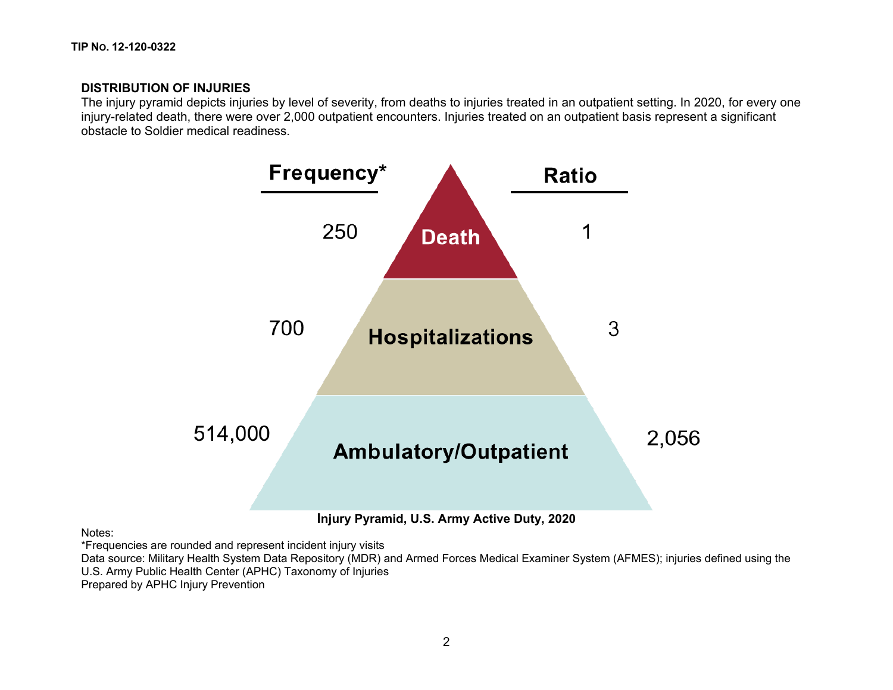## DISTRIBUTION OF INJURIES

The injury pyramid depicts injuries by level of severity, from deaths to injuries treated in an outpatient setting. In 2020, for every one injury-related death, there were over 2,000 outpatient encounters. Injuries treated on an outpatient basis represent a significant obstacle to Soldier medical readiness.

| Frequency* | Level | Ratio |
|---|---|---|
| 250 | Death | 1 |
| 700 | Hospitalizations | 3 |
| 514,000 | Ambulatory/Outpatient | 2,056 |

**Injury Pyramid, U.S. Army Active Duty, 2020**

Notes:
*Frequencies are rounded and represent incident injury visits
Data source: Military Health System Data Repository (MDR) and Armed Forces Medical Examiner System (AFMES); injuries defined using the U.S. Army Public Health Center (APHC) Taxonomy of Injuries
Prepared by APHC Injury Prevention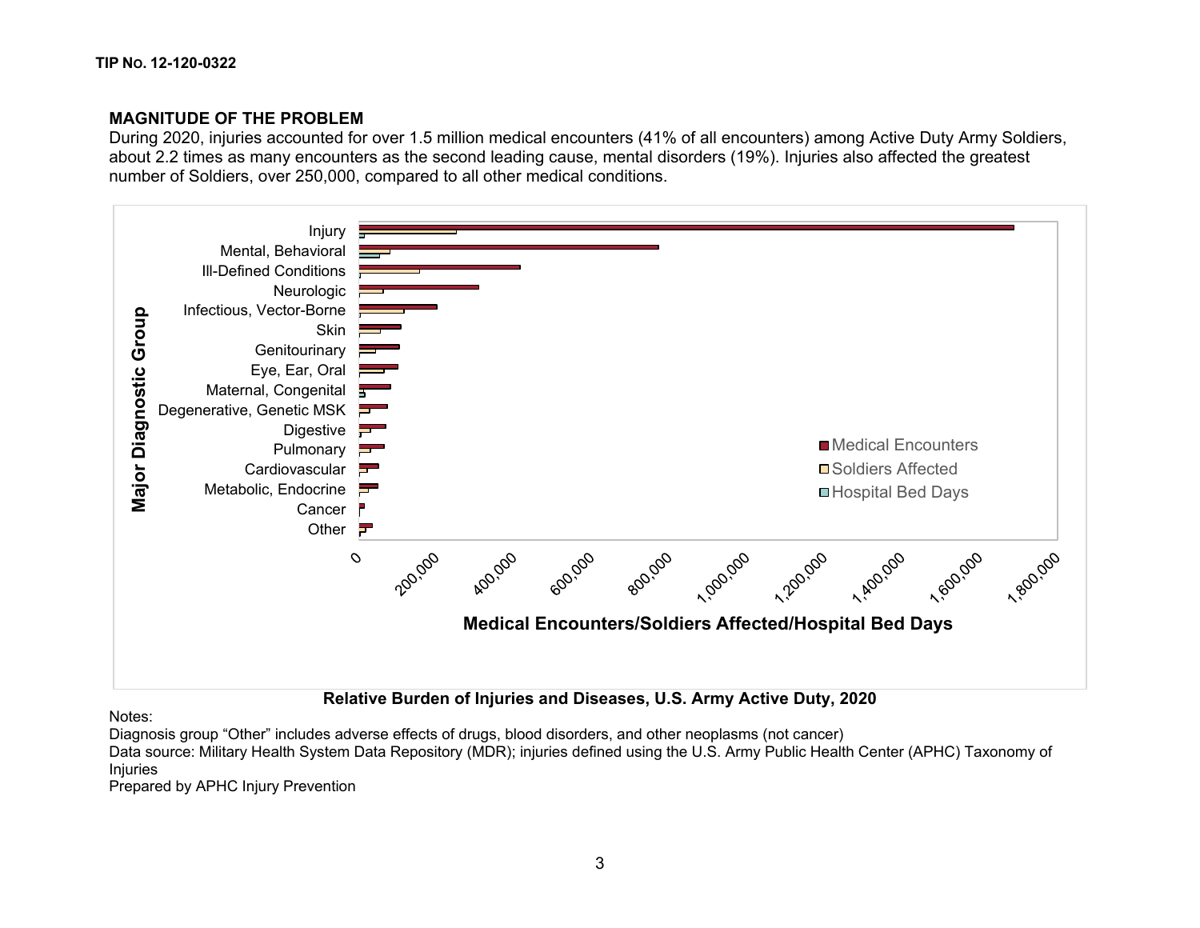## MAGNITUDE OF THE PROBLEM

During 2020, injuries accounted for over 1.5 million medical encounters (41% of all encounters) among Active Duty Army Soldiers, about 2.2 times as many encounters as the second leading cause, mental disorders (19%). Injuries also affected the greatest number of Soldiers, over 250,000, compared to all other medical conditions.

**Relative Burden of Injuries and Diseases, U.S. Army Active Duty, 2020**

Notes:

Diagnosis group “Other” includes adverse effects of drugs, blood disorders, and other neoplasms (not cancer)

Data source: Military Health System Data Repository (MDR); injuries defined using the U.S. Army Public Health Center (APHC) Taxonomy of Injuries

Prepared by APHC Injury Prevention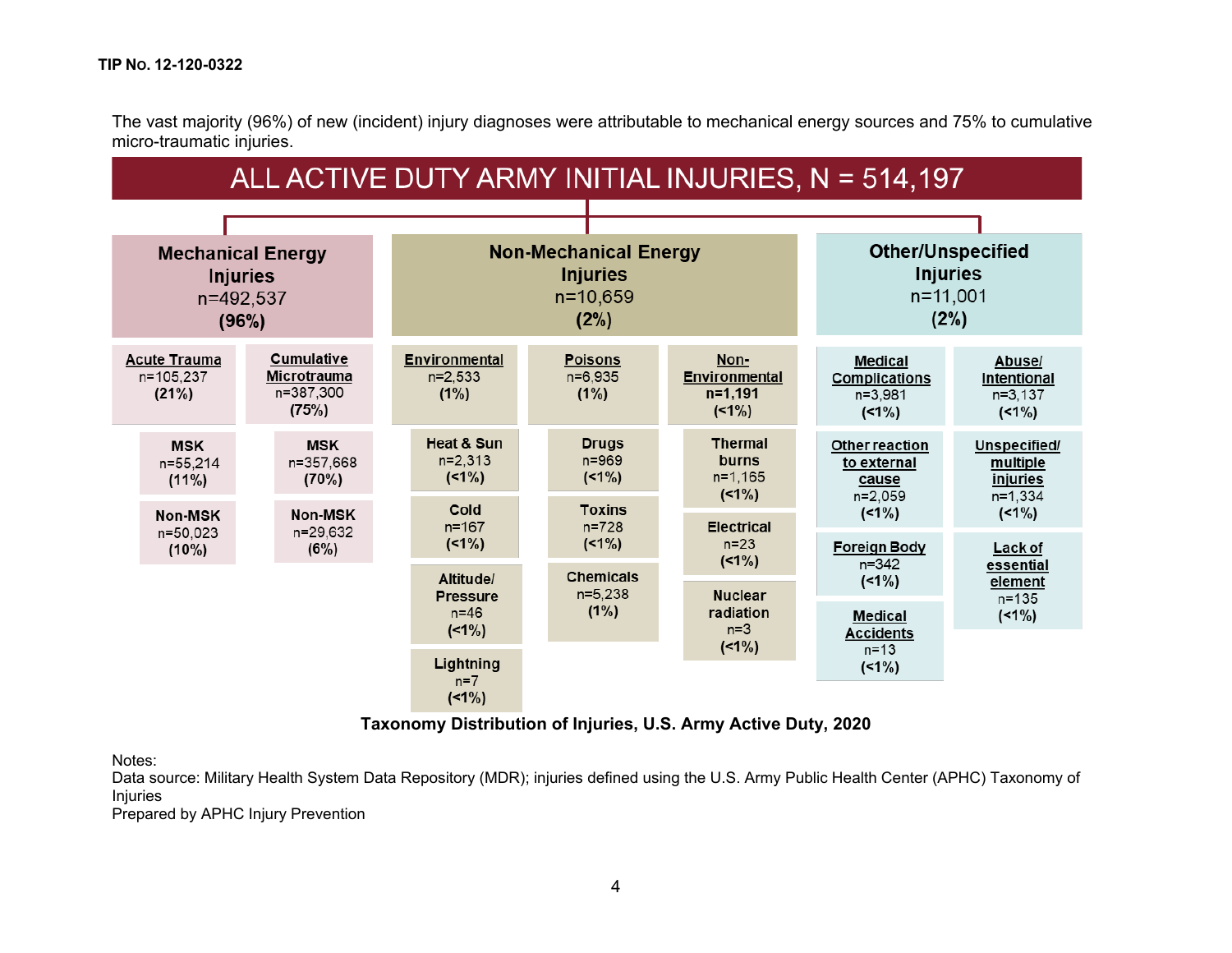TIP No. 12-120-0322

The vast majority (96%) of new (incident) injury diagnoses were attributable to mechanical energy sources and 75% to cumulative micro-traumatic injuries.

## ALL ACTIVE DUTY ARMY INITIAL INJURIES, N = 514,197

### Mechanical Energy Injuries n=492,537 (96%)

- **Acute Trauma** n=105,237 **(21%)**
  - **MSK** n=55,214 **(11%)**
  - **Non-MSK** n=50,023 **(10%)**
- **Cumulative Microtrauma** n=387,300 **(75%)**
  - **MSK** n=357,668 **(70%)**
  - **Non-MSK** n=29,632 **(6%)**

### Non-Mechanical Energy Injuries n=10,659 (2%)

- **Environmental** n=2,533 **(1%)**
  - **Heat & Sun** n=2,313 **(<1%)**
  - **Cold** n=167 **(<1%)**
  - **Altitude/ Pressure** n=46 **(<1%)**
  - **Lightning** n=7 **(<1%)**
- **Poisons** n=6,935 **(1%)**
  - **Drugs** n=969 **(<1%)**
  - **Toxins** n=728 **(<1%)**
  - **Chemicals** n=5,238 **(1%)**
- **Non-Environmental** **n=1,191** **(<1%)**
  - **Thermal burns** n=1,165 **(<1%)**
  - **Electrical** n=23 **(<1%)**
  - **Nuclear radiation** n=3 **(<1%)**

### Other/Unspecified Injuries n=11,001 (2%)

- **Medical Complications** n=3,981 **(<1%)**
- **Abuse/ Intentional** n=3,137 **(<1%)**
- **Other reaction to external cause** n=2,059 **(<1%)**
- **Unspecified/ multiple injuries** n=1,334 **(<1%)**
- **Foreign Body** n=342 **(<1%)**
- **Lack of essential element** n=135 **(<1%)**
- **Medical Accidents** n=13 **(<1%)**

**Taxonomy Distribution of Injuries, U.S. Army Active Duty, 2020**

Notes:
Data source: Military Health System Data Repository (MDR); injuries defined using the U.S. Army Public Health Center (APHC) Taxonomy of Injuries
Prepared by APHC Injury Prevention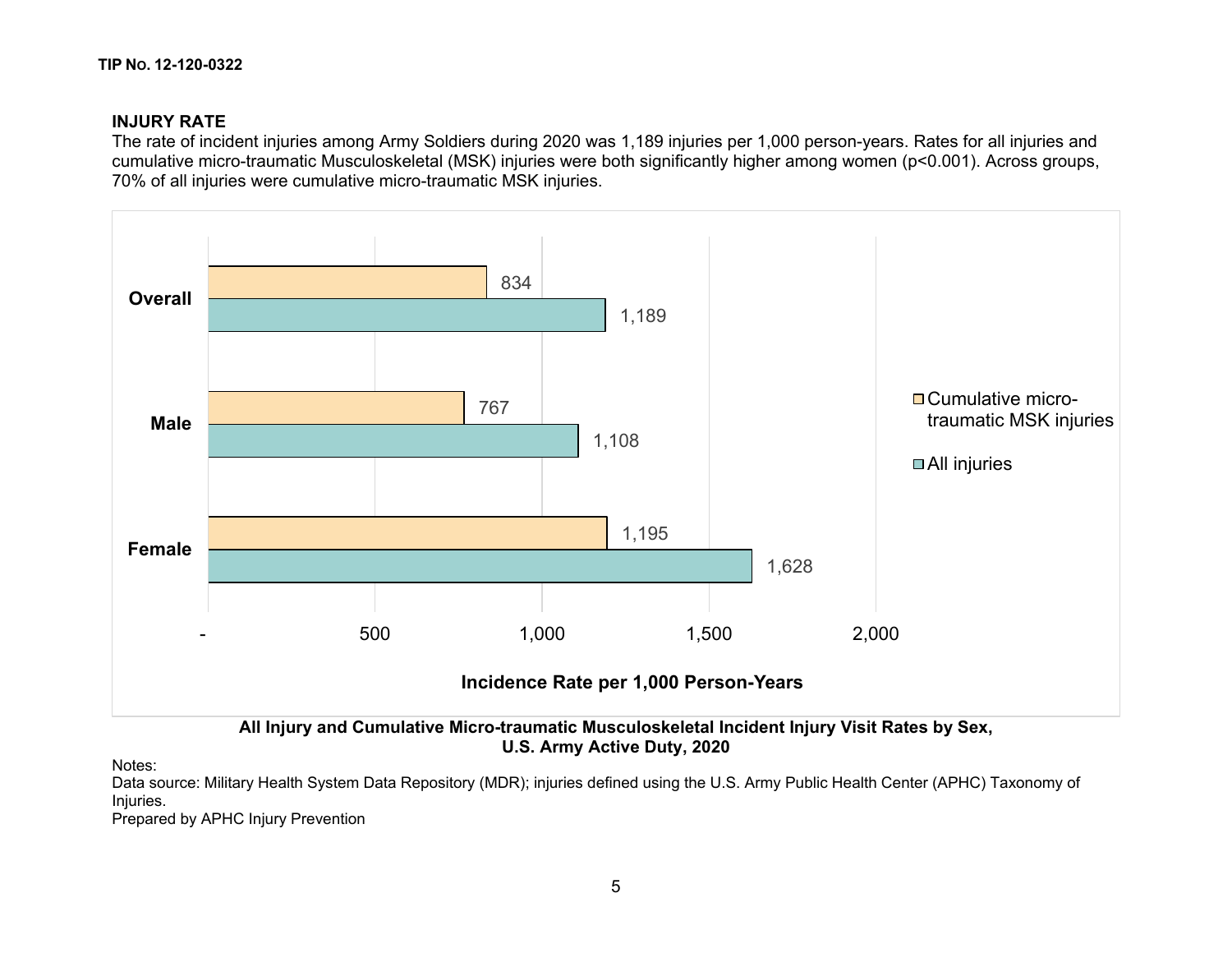## INJURY RATE

The rate of incident injuries among Army Soldiers during 2020 was 1,189 injuries per 1,000 person-years. Rates for all injuries and cumulative micro-traumatic Musculoskeletal (MSK) injuries were both significantly higher among women ($p<0.001$). Across groups, 70% of all injuries were cumulative micro-traumatic MSK injuries.

| | Cumulative micro-traumatic MSK injuries | All injuries |
|---|---|---|
| Overall | 834 | 1,189 |
| Male | 767 | 1,108 |
| Female | 1,195 | 1,628 |

Incidence Rate per 1,000 Person-Years

**All Injury and Cumulative Micro-traumatic Musculoskeletal Incident Injury Visit Rates by Sex, U.S. Army Active Duty, 2020**

Notes:
Data source: Military Health System Data Repository (MDR); injuries defined using the U.S. Army Public Health Center (APHC) Taxonomy of Injuries.
Prepared by APHC Injury Prevention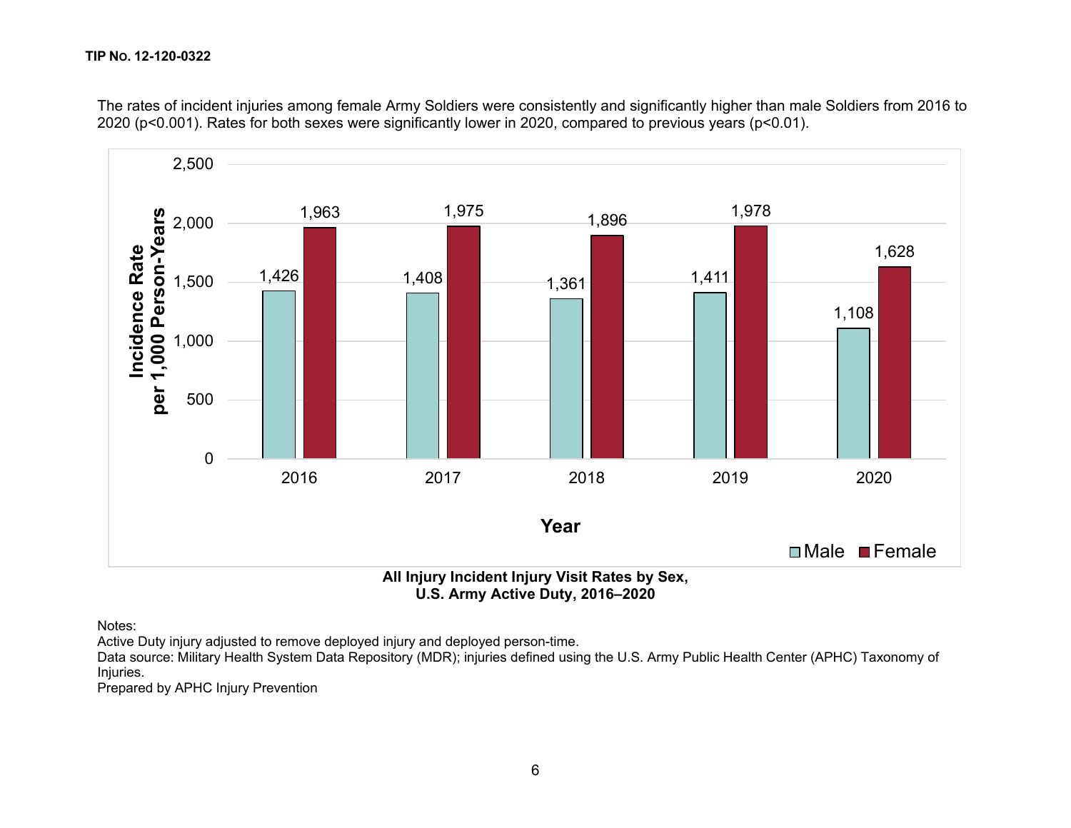The rates of incident injuries among female Army Soldiers were consistently and significantly higher than male Soldiers from 2016 to 2020 ($p<0.001$). Rates for both sexes were significantly lower in 2020, compared to previous years ($p<0.01$).

| Year | Male | Female |
|---|---|---|
| 2016 | 1,426 | 1,963 |
| 2017 | 1,408 | 1,975 |
| 2018 | 1,361 | 1,896 |
| 2019 | 1,411 | 1,978 |
| 2020 | 1,108 | 1,628 |

Incidence Rate per 1,000 Person-Years

**All Injury Incident Injury Visit Rates by Sex, U.S. Army Active Duty, 2016–2020**

Notes:
Active Duty injury adjusted to remove deployed injury and deployed person-time.
Data source: Military Health System Data Repository (MDR); injuries defined using the U.S. Army Public Health Center (APHC) Taxonomy of Injuries.
Prepared by APHC Injury Prevention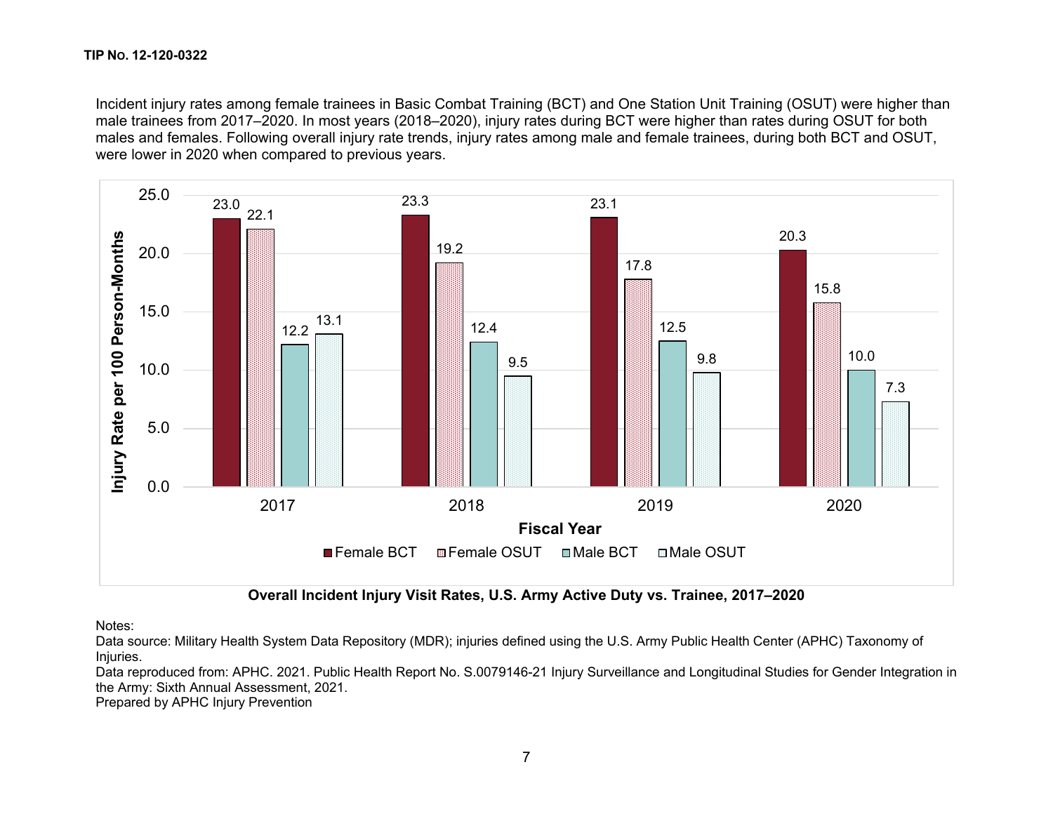Incident injury rates among female trainees in Basic Combat Training (BCT) and One Station Unit Training (OSUT) were higher than male trainees from 2017–2020. In most years (2018–2020), injury rates during BCT were higher than rates during OSUT for both males and females. Following overall injury rate trends, injury rates among male and female trainees, during both BCT and OSUT, were lower in 2020 when compared to previous years.

Injury Rate per 100 Person-Months

| Fiscal Year | Female BCT | Female OSUT | Male BCT | Male OSUT |
|---|---|---|---|---|
| 2017 | 23.0 | 22.1 | 12.2 | 13.1 |
| 2018 | 23.3 | 19.2 | 12.4 | 9.5 |
| 2019 | 23.1 | 17.8 | 12.5 | 9.8 |
| 2020 | 20.3 | 15.8 | 10.0 | 7.3 |

**Overall Incident Injury Visit Rates, U.S. Army Active Duty vs. Trainee, 2017–2020**

Notes:
Data source: Military Health System Data Repository (MDR); injuries defined using the U.S. Army Public Health Center (APHC) Taxonomy of Injuries.
Data reproduced from: APHC. 2021. Public Health Report No. S.0079146-21 Injury Surveillance and Longitudinal Studies for Gender Integration in the Army: Sixth Annual Assessment, 2021.
Prepared by APHC Injury Prevention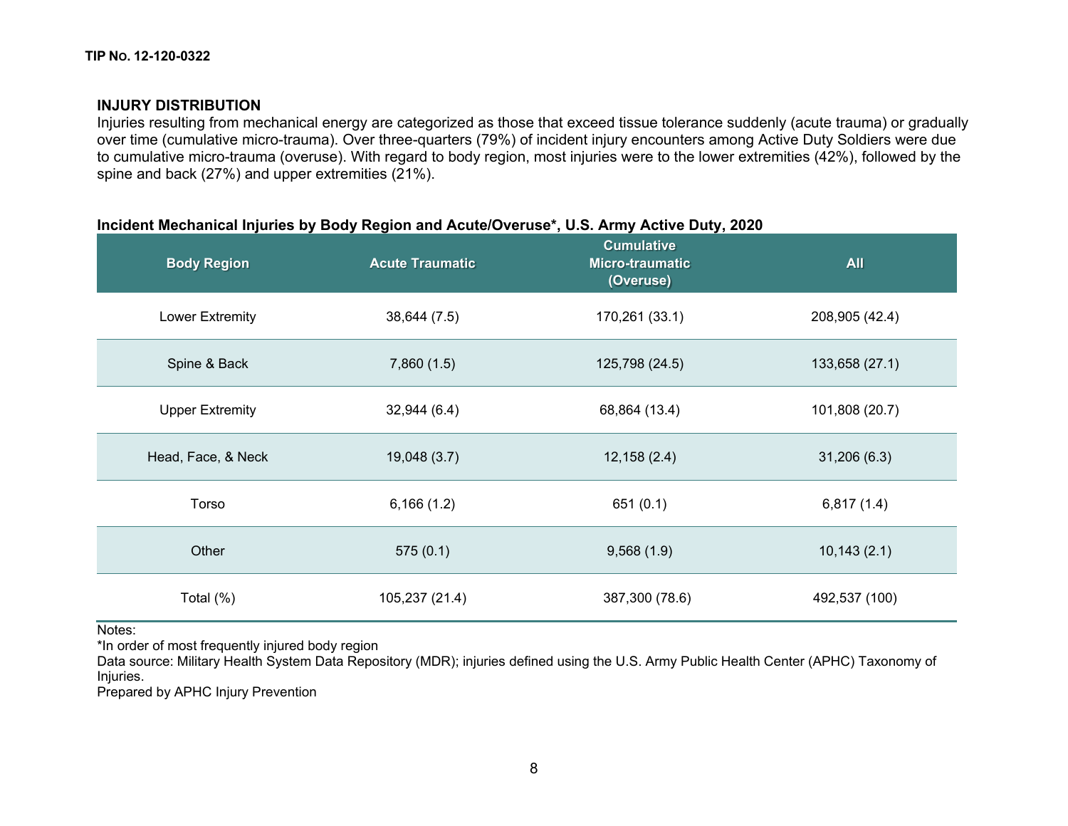## INJURY DISTRIBUTION

Injuries resulting from mechanical energy are categorized as those that exceed tissue tolerance suddenly (acute trauma) or gradually over time (cumulative micro-trauma). Over three-quarters (79%) of incident injury encounters among Active Duty Soldiers were due to cumulative micro-trauma (overuse). With regard to body region, most injuries were to the lower extremities (42%), followed by the spine and back (27%) and upper extremities (21%).

**Incident Mechanical Injuries by Body Region and Acute/Overuse*, U.S. Army Active Duty, 2020**

| Body Region | Acute Traumatic | Cumulative Micro-traumatic (Overuse) | All |
|---|---|---|---|
| Lower Extremity | 38,644 (7.5) | 170,261 (33.1) | 208,905 (42.4) |
| Spine & Back | 7,860 (1.5) | 125,798 (24.5) | 133,658 (27.1) |
| Upper Extremity | 32,944 (6.4) | 68,864 (13.4) | 101,808 (20.7) |
| Head, Face, & Neck | 19,048 (3.7) | 12,158 (2.4) | 31,206 (6.3) |
| Torso | 6,166 (1.2) | 651 (0.1) | 6,817 (1.4) |
| Other | 575 (0.1) | 9,568 (1.9) | 10,143 (2.1) |
| Total (%) | 105,237 (21.4) | 387,300 (78.6) | 492,537 (100) |

Notes:
*In order of most frequently injured body region
Data source: Military Health System Data Repository (MDR); injuries defined using the U.S. Army Public Health Center (APHC) Taxonomy of Injuries.
Prepared by APHC Injury Prevention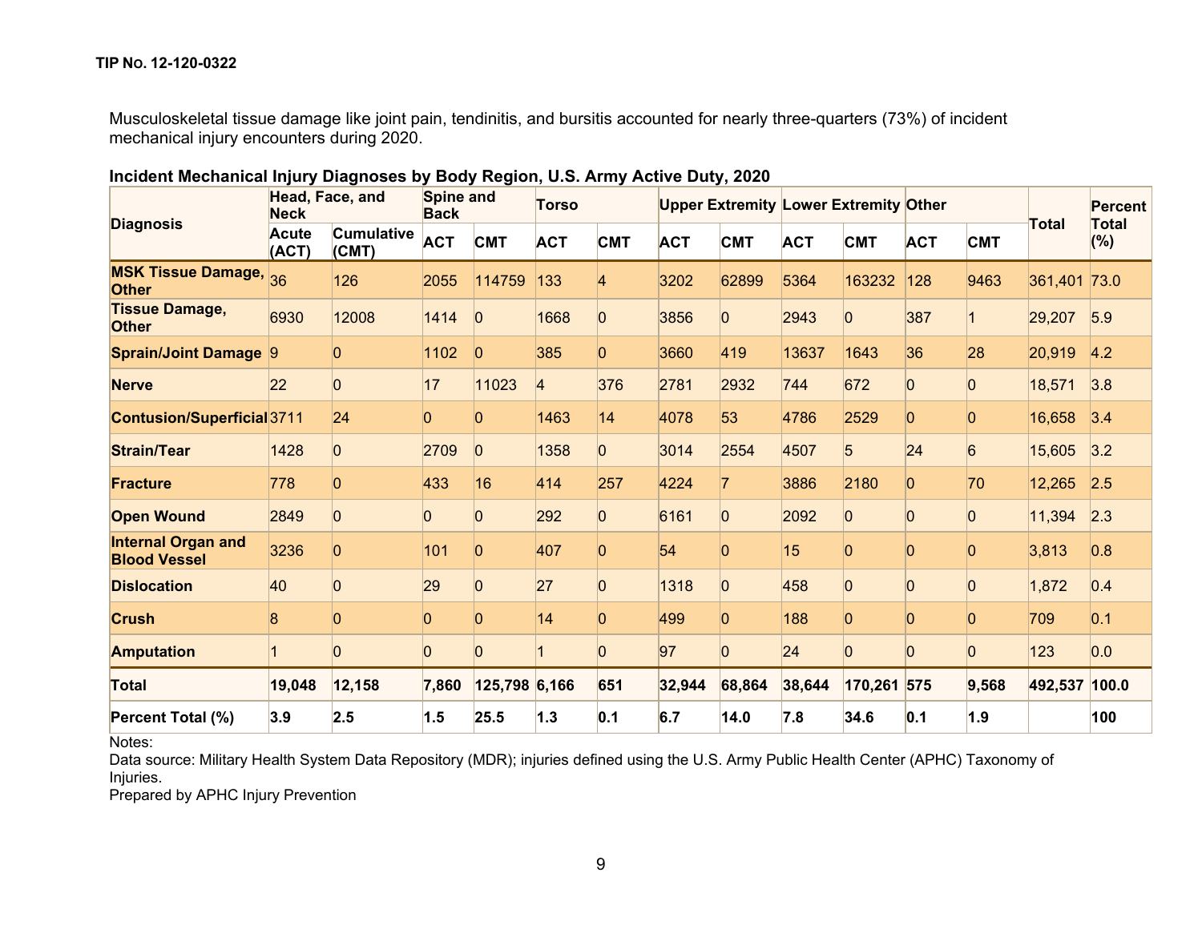TIP No. 12-120-0322

Musculoskeletal tissue damage like joint pain, tendinitis, and bursitis accounted for nearly three-quarters (73%) of incident mechanical injury encounters during 2020.

**Incident Mechanical Injury Diagnoses by Body Region, U.S. Army Active Duty, 2020**

| Diagnosis | Head, Face, and Neck | | Spine and Back | | Torso | | Upper Extremity | | Lower Extremity | | Other | | Total | Percent Total (%) |
|---|---|---|---|---|---|---|---|---|---|---|---|---|---|---|
| | Acute (ACT) | Cumulative (CMT) | ACT | CMT | ACT | CMT | ACT | CMT | ACT | CMT | ACT | CMT | | |
| **MSK Tissue Damage, Other** | 36 | 126 | 2055 | 114759 | 133 | 4 | 3202 | 62899 | 5364 | 163232 | 128 | 9463 | 361,401 | 73.0 |
| **Tissue Damage, Other** | 6930 | 12008 | 1414 | 0 | 1668 | 0 | 3856 | 0 | 2943 | 0 | 387 | 1 | 29,207 | 5.9 |
| **Sprain/Joint Damage** | 9 | 0 | 1102 | 0 | 385 | 0 | 3660 | 419 | 13637 | 1643 | 36 | 28 | 20,919 | 4.2 |
| **Nerve** | 22 | 0 | 17 | 11023 | 4 | 376 | 2781 | 2932 | 744 | 672 | 0 | 0 | 18,571 | 3.8 |
| **Contusion/Superficial** | 3711 | 24 | 0 | 0 | 1463 | 14 | 4078 | 53 | 4786 | 2529 | 0 | 0 | 16,658 | 3.4 |
| **Strain/Tear** | 1428 | 0 | 2709 | 0 | 1358 | 0 | 3014 | 2554 | 4507 | 5 | 24 | 6 | 15,605 | 3.2 |
| **Fracture** | 778 | 0 | 433 | 16 | 414 | 257 | 4224 | 7 | 3886 | 2180 | 0 | 70 | 12,265 | 2.5 |
| **Open Wound** | 2849 | 0 | 0 | 0 | 292 | 0 | 6161 | 0 | 2092 | 0 | 0 | 0 | 11,394 | 2.3 |
| **Internal Organ and Blood Vessel** | 3236 | 0 | 101 | 0 | 407 | 0 | 54 | 0 | 15 | 0 | 0 | 0 | 3,813 | 0.8 |
| **Dislocation** | 40 | 0 | 29 | 0 | 27 | 0 | 1318 | 0 | 458 | 0 | 0 | 0 | 1,872 | 0.4 |
| **Crush** | 8 | 0 | 0 | 0 | 14 | 0 | 499 | 0 | 188 | 0 | 0 | 0 | 709 | 0.1 |
| **Amputation** | 1 | 0 | 0 | 0 | 1 | 0 | 97 | 0 | 24 | 0 | 0 | 0 | 123 | 0.0 |
| **Total** | **19,048** | **12,158** | **7,860** | **125,798** | **6,166** | **651** | **32,944** | **68,864** | **38,644** | **170,261** | **575** | **9,568** | **492,537** | **100.0** |
| **Percent Total (%)** | **3.9** | **2.5** | **1.5** | **25.5** | **1.3** | **0.1** | **6.7** | **14.0** | **7.8** | **34.6** | **0.1** | **1.9** | | **100** |

Notes:
Data source: Military Health System Data Repository (MDR); injuries defined using the U.S. Army Public Health Center (APHC) Taxonomy of Injuries.
Prepared by APHC Injury Prevention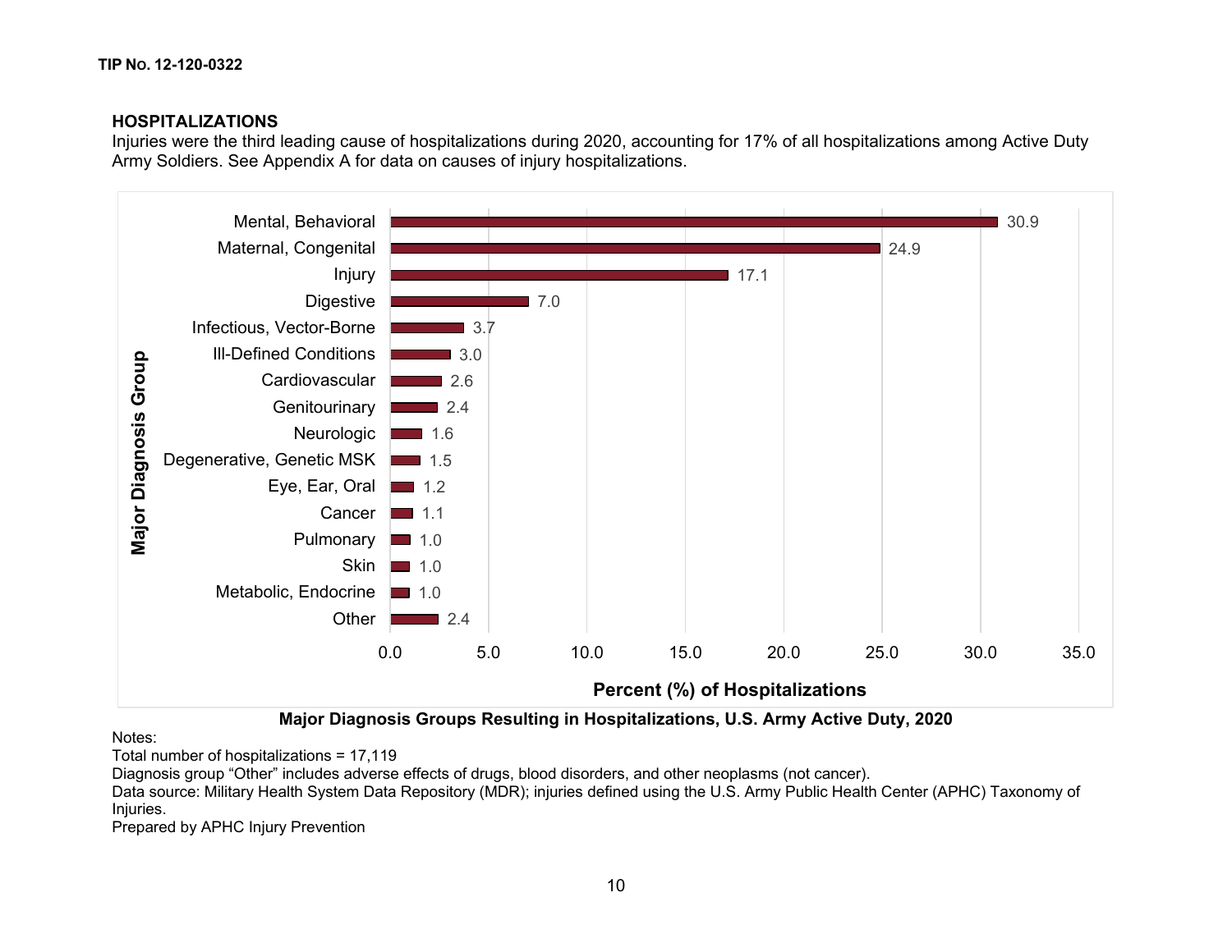## HOSPITALIZATIONS

Injuries were the third leading cause of hospitalizations during 2020, accounting for 17% of all hospitalizations among Active Duty Army Soldiers. See Appendix A for data on causes of injury hospitalizations.

| Major Diagnosis Group | Percent (%) of Hospitalizations |
| --- | --- |
| Mental, Behavioral | 30.9 |
| Maternal, Congenital | 24.9 |
| Injury | 17.1 |
| Digestive | 7.0 |
| Infectious, Vector-Borne | 3.7 |
| Ill-Defined Conditions | 3.0 |
| Cardiovascular | 2.6 |
| Genitourinary | 2.4 |
| Neurologic | 1.6 |
| Degenerative, Genetic MSK | 1.5 |
| Eye, Ear, Oral | 1.2 |
| Cancer | 1.1 |
| Pulmonary | 1.0 |
| Skin | 1.0 |
| Metabolic, Endocrine | 1.0 |
| Other | 2.4 |

**Major Diagnosis Groups Resulting in Hospitalizations, U.S. Army Active Duty, 2020**

Notes:
Total number of hospitalizations = 17,119
Diagnosis group "Other" includes adverse effects of drugs, blood disorders, and other neoplasms (not cancer).
Data source: Military Health System Data Repository (MDR); injuries defined using the U.S. Army Public Health Center (APHC) Taxonomy of Injuries.
Prepared by APHC Injury Prevention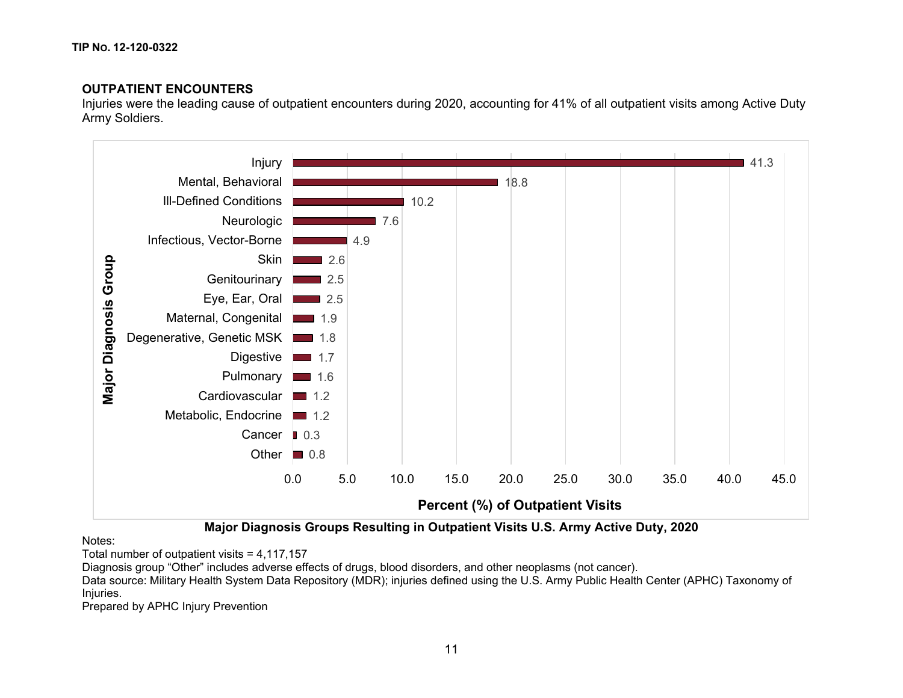## OUTPATIENT ENCOUNTERS

Injuries were the leading cause of outpatient encounters during 2020, accounting for 41% of all outpatient visits among Active Duty Army Soldiers.

| Major Diagnosis Group | Percent (%) of Outpatient Visits |
| --- | --- |
| Injury | 41.3 |
| Mental, Behavioral | 18.8 |
| Ill-Defined Conditions | 10.2 |
| Neurologic | 7.6 |
| Infectious, Vector-Borne | 4.9 |
| Skin | 2.6 |
| Genitourinary | 2.5 |
| Eye, Ear, Oral | 2.5 |
| Maternal, Congenital | 1.9 |
| Degenerative, Genetic MSK | 1.8 |
| Digestive | 1.7 |
| Pulmonary | 1.6 |
| Cardiovascular | 1.2 |
| Metabolic, Endocrine | 1.2 |
| Cancer | 0.3 |
| Other | 0.8 |

**Major Diagnosis Groups Resulting in Outpatient Visits U.S. Army Active Duty, 2020**

Notes:
Total number of outpatient visits = 4,117,157
Diagnosis group “Other” includes adverse effects of drugs, blood disorders, and other neoplasms (not cancer).
Data source: Military Health System Data Repository (MDR); injuries defined using the U.S. Army Public Health Center (APHC) Taxonomy of Injuries.
Prepared by APHC Injury Prevention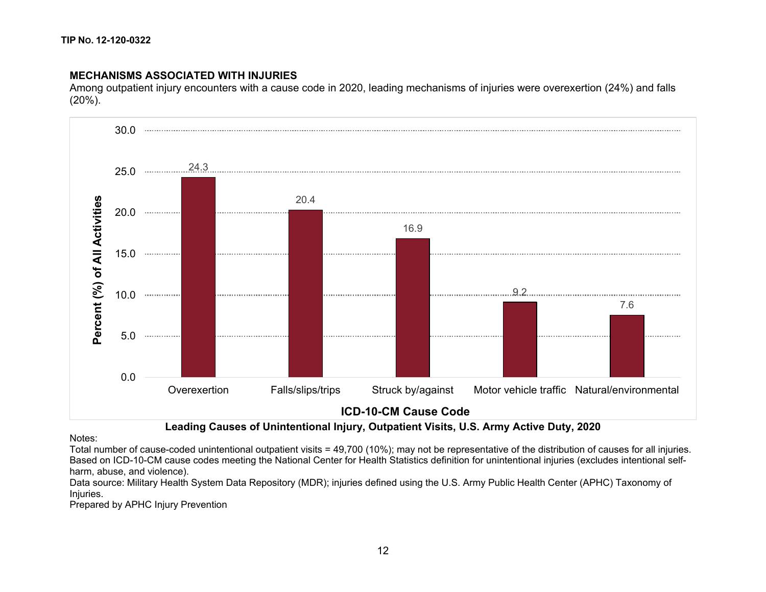## MECHANISMS ASSOCIATED WITH INJURIES

Among outpatient injury encounters with a cause code in 2020, leading mechanisms of injuries were overexertion (24%) and falls (20%).

| ICD-10-CM Cause Code | Percent (%) of All Activities |
|---|---|
| Overexertion | 24.3 |
| Falls/slips/trips | 20.4 |
| Struck by/against | 16.9 |
| Motor vehicle traffic | 9.2 |
| Natural/environmental | 7.6 |

**Leading Causes of Unintentional Injury, Outpatient Visits, U.S. Army Active Duty, 2020**

Notes:
Total number of cause-coded unintentional outpatient visits = 49,700 (10%); may not be representative of the distribution of causes for all injuries.
Based on ICD-10-CM cause codes meeting the National Center for Health Statistics definition for unintentional injuries (excludes intentional self-harm, abuse, and violence).
Data source: Military Health System Data Repository (MDR); injuries defined using the U.S. Army Public Health Center (APHC) Taxonomy of Injuries.
Prepared by APHC Injury Prevention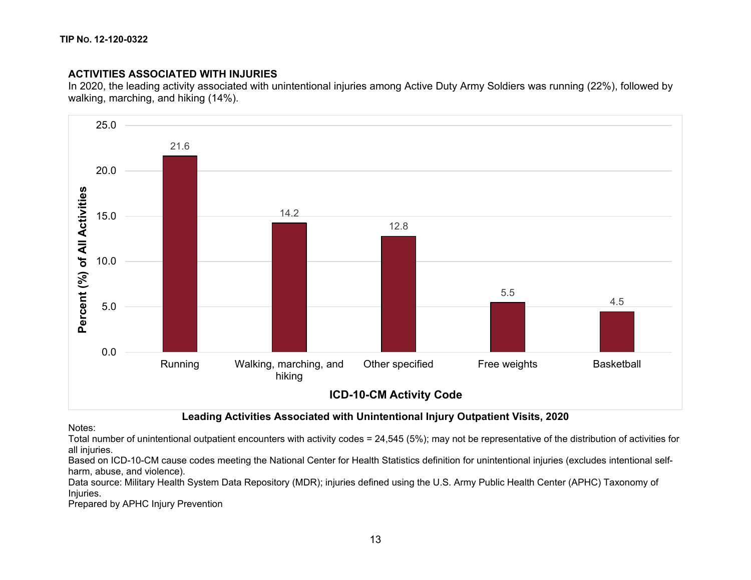## ACTIVITIES ASSOCIATED WITH INJURIES

In 2020, the leading activity associated with unintentional injuries among Active Duty Army Soldiers was running (22%), followed by walking, marching, and hiking (14%).

| ICD-10-CM Activity Code | Percent (%) of All Activities |
|---|---|
| Running | 21.6 |
| Walking, marching, and hiking | 14.2 |
| Other specified | 12.8 |
| Free weights | 5.5 |
| Basketball | 4.5 |

**Leading Activities Associated with Unintentional Injury Outpatient Visits, 2020**

Notes:
Total number of unintentional outpatient encounters with activity codes = 24,545 (5%); may not be representative of the distribution of activities for all injuries.
Based on ICD-10-CM cause codes meeting the National Center for Health Statistics definition for unintentional injuries (excludes intentional self-harm, abuse, and violence).
Data source: Military Health System Data Repository (MDR); injuries defined using the U.S. Army Public Health Center (APHC) Taxonomy of Injuries.
Prepared by APHC Injury Prevention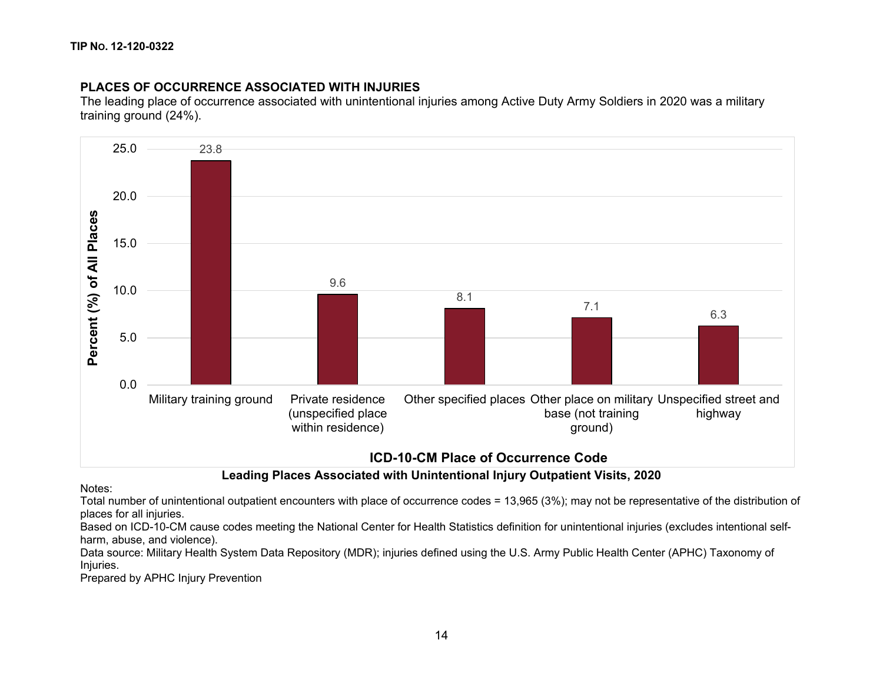## PLACES OF OCCURRENCE ASSOCIATED WITH INJURIES

The leading place of occurrence associated with unintentional injuries among Active Duty Army Soldiers in 2020 was a military training ground (24%).

| ICD-10-CM Place of Occurrence Code | Percent (%) of All Places |
|---|---|
| Military training ground | 23.8 |
| Private residence (unspecified place within residence) | 9.6 |
| Other specified places | 8.1 |
| Other place on military base (not training ground) | 7.1 |
| Unspecified street and highway | 6.3 |

**Leading Places Associated with Unintentional Injury Outpatient Visits, 2020**

Notes:
Total number of unintentional outpatient encounters with place of occurrence codes = 13,965 (3%); may not be representative of the distribution of places for all injuries.
Based on ICD-10-CM cause codes meeting the National Center for Health Statistics definition for unintentional injuries (excludes intentional self-harm, abuse, and violence).
Data source: Military Health System Data Repository (MDR); injuries defined using the U.S. Army Public Health Center (APHC) Taxonomy of Injuries.
Prepared by APHC Injury Prevention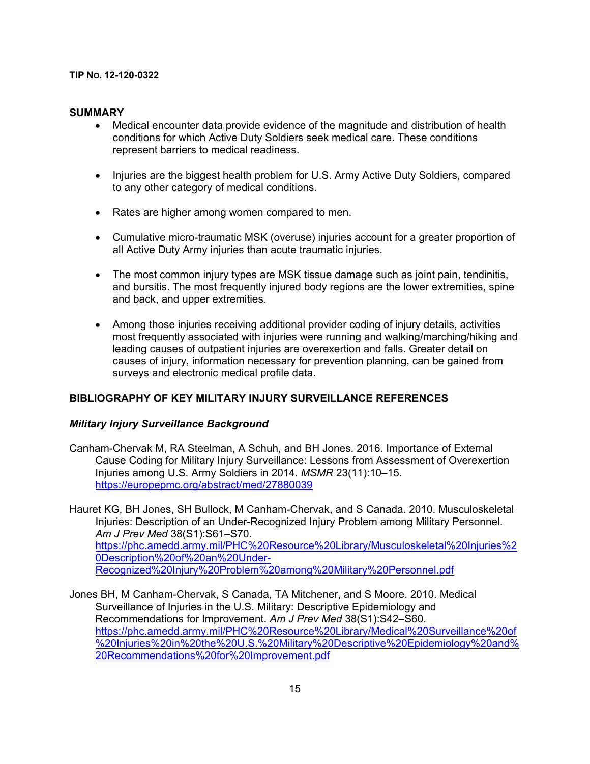**TIP No. 12-120-0322**

## SUMMARY

- Medical encounter data provide evidence of the magnitude and distribution of health conditions for which Active Duty Soldiers seek medical care. These conditions represent barriers to medical readiness.
- Injuries are the biggest health problem for U.S. Army Active Duty Soldiers, compared to any other category of medical conditions.
- Rates are higher among women compared to men.
- Cumulative micro-traumatic MSK (overuse) injuries account for a greater proportion of all Active Duty Army injuries than acute traumatic injuries.
- The most common injury types are MSK tissue damage such as joint pain, tendinitis, and bursitis. The most frequently injured body regions are the lower extremities, spine and back, and upper extremities.
- Among those injuries receiving additional provider coding of injury details, activities most frequently associated with injuries were running and walking/marching/hiking and leading causes of outpatient injuries are overexertion and falls. Greater detail on causes of injury, information necessary for prevention planning, can be gained from surveys and electronic medical profile data.

## BIBLIOGRAPHY OF KEY MILITARY INJURY SURVEILLANCE REFERENCES

### *Military Injury Surveillance Background*

Canham-Chervak M, RA Steelman, A Schuh, and BH Jones. 2016. Importance of External Cause Coding for Military Injury Surveillance: Lessons from Assessment of Overexertion Injuries among U.S. Army Soldiers in 2014. *MSMR* 23(11):10–15. https://europepmc.org/abstract/med/27880039

Hauret KG, BH Jones, SH Bullock, M Canham-Chervak, and S Canada. 2010. Musculoskeletal Injuries: Description of an Under-Recognized Injury Problem among Military Personnel. *Am J Prev Med* 38(S1):S61–S70. https://phc.amedd.army.mil/PHC%20Resource%20Library/Musculoskeletal%20Injuries%20Description%20of%20an%20Under-Recognized%20Injury%20Problem%20among%20Military%20Personnel.pdf

Jones BH, M Canham-Chervak, S Canada, TA Mitchener, and S Moore. 2010. Medical Surveillance of Injuries in the U.S. Military: Descriptive Epidemiology and Recommendations for Improvement. *Am J Prev Med* 38(S1):S42–S60. https://phc.amedd.army.mil/PHC%20Resource%20Library/Medical%20Surveillance%20of%20Injuries%20in%20the%20U.S.%20Military%20Descriptive%20Epidemiology%20and%20Recommendations%20for%20Improvement.pdf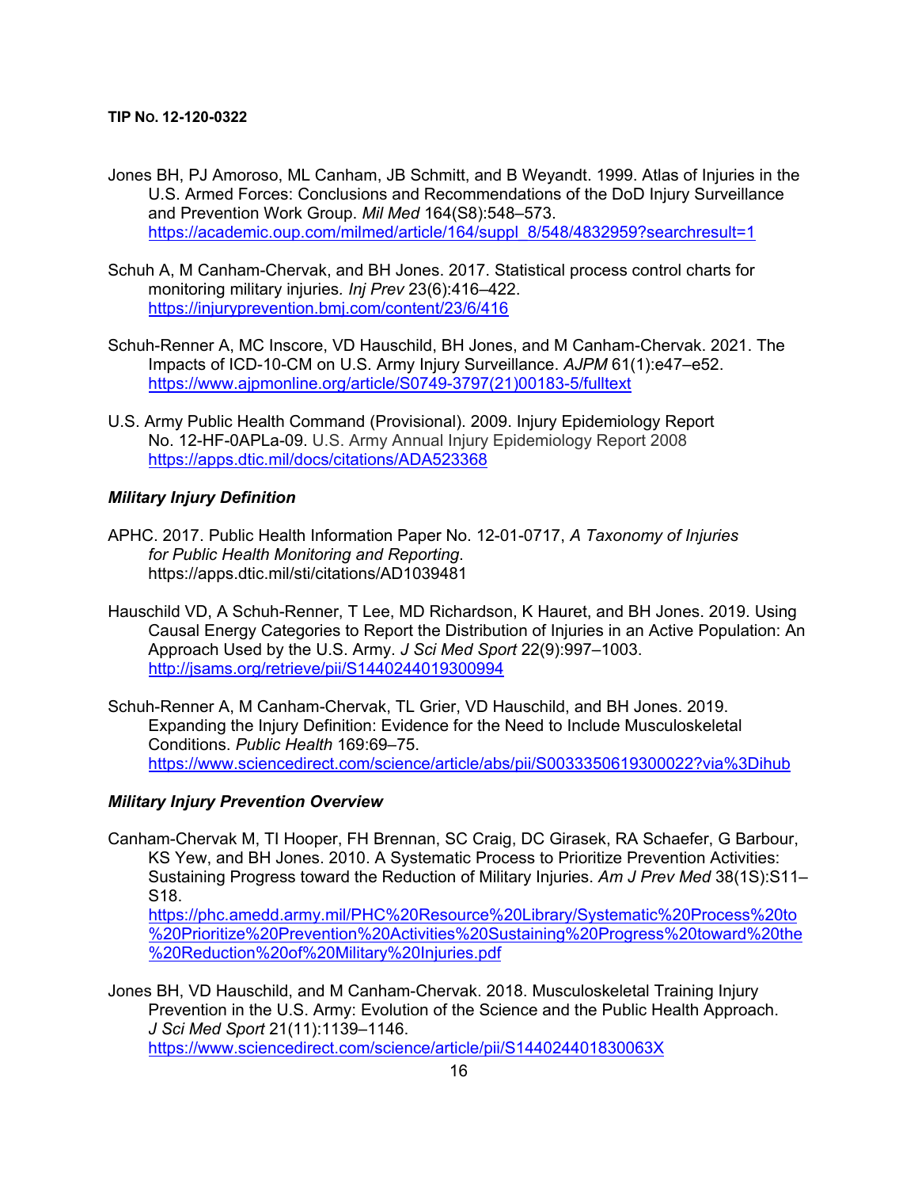Jones BH, PJ Amoroso, ML Canham, JB Schmitt, and B Weyandt. 1999. Atlas of Injuries in the U.S. Armed Forces: Conclusions and Recommendations of the DoD Injury Surveillance and Prevention Work Group. *Mil Med* 164(S8):548–573. https://academic.oup.com/milmed/article/164/suppl_8/548/4832959?searchresult=1

Schuh A, M Canham-Chervak, and BH Jones. 2017. Statistical process control charts for monitoring military injuries. *Inj Prev* 23(6):416–422. https://injuryprevention.bmj.com/content/23/6/416

Schuh-Renner A, MC Inscore, VD Hauschild, BH Jones, and M Canham-Chervak. 2021. The Impacts of ICD-10-CM on U.S. Army Injury Surveillance. *AJPM* 61(1):e47–e52. https://www.ajpmonline.org/article/S0749-3797(21)00183-5/fulltext

U.S. Army Public Health Command (Provisional). 2009. Injury Epidemiology Report No. 12-HF-0APLa-09. U.S. Army Annual Injury Epidemiology Report 2008 https://apps.dtic.mil/docs/citations/ADA523368

### *Military Injury Definition*

APHC. 2017. Public Health Information Paper No. 12-01-0717, *A Taxonomy of Injuries for Public Health Monitoring and Reporting*. https://apps.dtic.mil/sti/citations/AD1039481

Hauschild VD, A Schuh-Renner, T Lee, MD Richardson, K Hauret, and BH Jones. 2019. Using Causal Energy Categories to Report the Distribution of Injuries in an Active Population: An Approach Used by the U.S. Army. *J Sci Med Sport* 22(9):997–1003. http://jsams.org/retrieve/pii/S1440244019300994

Schuh-Renner A, M Canham-Chervak, TL Grier, VD Hauschild, and BH Jones. 2019. Expanding the Injury Definition: Evidence for the Need to Include Musculoskeletal Conditions. *Public Health* 169:69–75. https://www.sciencedirect.com/science/article/abs/pii/S0033350619300022?via%3Dihub

### *Military Injury Prevention Overview*

Canham-Chervak M, TI Hooper, FH Brennan, SC Craig, DC Girasek, RA Schaefer, G Barbour, KS Yew, and BH Jones. 2010. A Systematic Process to Prioritize Prevention Activities: Sustaining Progress toward the Reduction of Military Injuries. *Am J Prev Med* 38(1S):S11–S18. https://phc.amedd.army.mil/PHC%20Resource%20Library/Systematic%20Process%20to%20Prioritize%20Prevention%20Activities%20Sustaining%20Progress%20toward%20the%20Reduction%20of%20Military%20Injuries.pdf

Jones BH, VD Hauschild, and M Canham-Chervak. 2018. Musculoskeletal Training Injury Prevention in the U.S. Army: Evolution of the Science and the Public Health Approach. *J Sci Med Sport* 21(11):1139–1146. https://www.sciencedirect.com/science/article/pii/S144024401830063X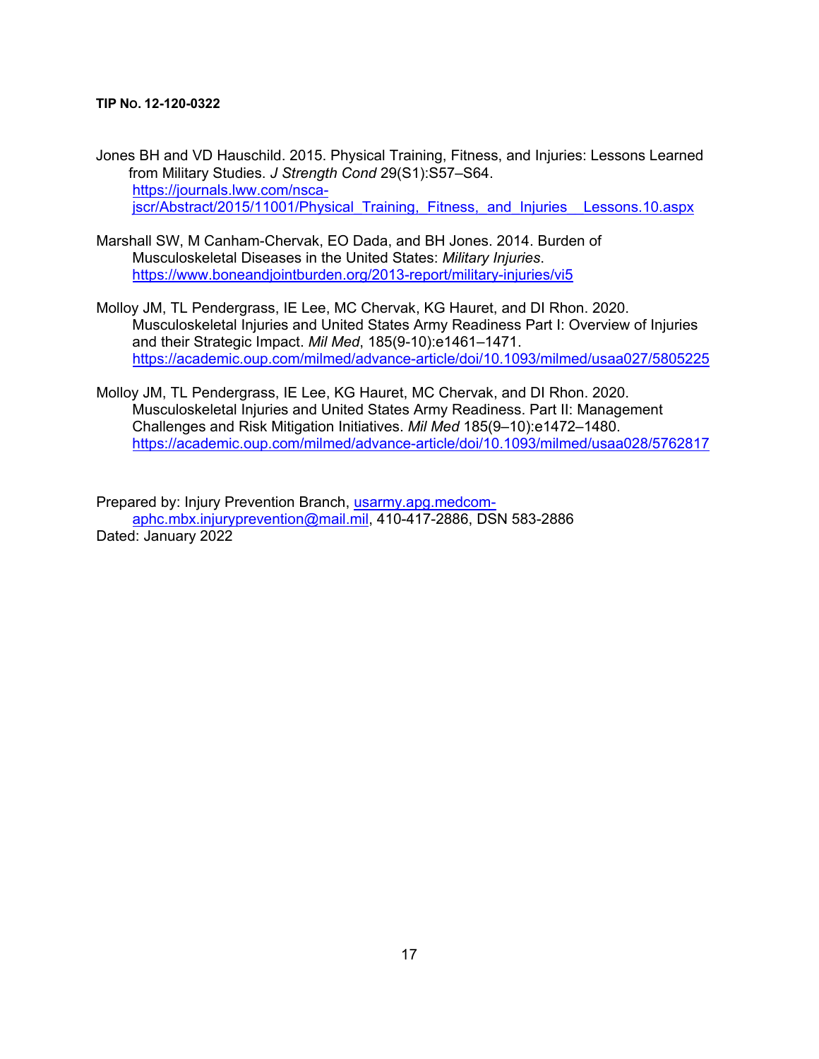Jones BH and VD Hauschild. 2015. Physical Training, Fitness, and Injuries: Lessons Learned from Military Studies. *J Strength Cond* 29(S1):S57–S64. https://journals.lww.com/nsca-jscr/Abstract/2015/11001/Physical_Training,_Fitness,_and_Injuries__Lessons.10.aspx

Marshall SW, M Canham-Chervak, EO Dada, and BH Jones. 2014. Burden of Musculoskeletal Diseases in the United States: *Military Injuries*. https://www.boneandjointburden.org/2013-report/military-injuries/vi5

Molloy JM, TL Pendergrass, IE Lee, MC Chervak, KG Hauret, and DI Rhon. 2020. Musculoskeletal Injuries and United States Army Readiness Part I: Overview of Injuries and their Strategic Impact. *Mil Med*, 185(9-10):e1461–1471. https://academic.oup.com/milmed/advance-article/doi/10.1093/milmed/usaa027/5805225

Molloy JM, TL Pendergrass, IE Lee, KG Hauret, MC Chervak, and DI Rhon. 2020. Musculoskeletal Injuries and United States Army Readiness. Part II: Management Challenges and Risk Mitigation Initiatives. *Mil Med* 185(9–10):e1472–1480. https://academic.oup.com/milmed/advance-article/doi/10.1093/milmed/usaa028/5762817

Prepared by: Injury Prevention Branch, usarmy.apg.medcom-aphc.mbx.injuryprevention@mail.mil, 410-417-2886, DSN 583-2886
Dated: January 2022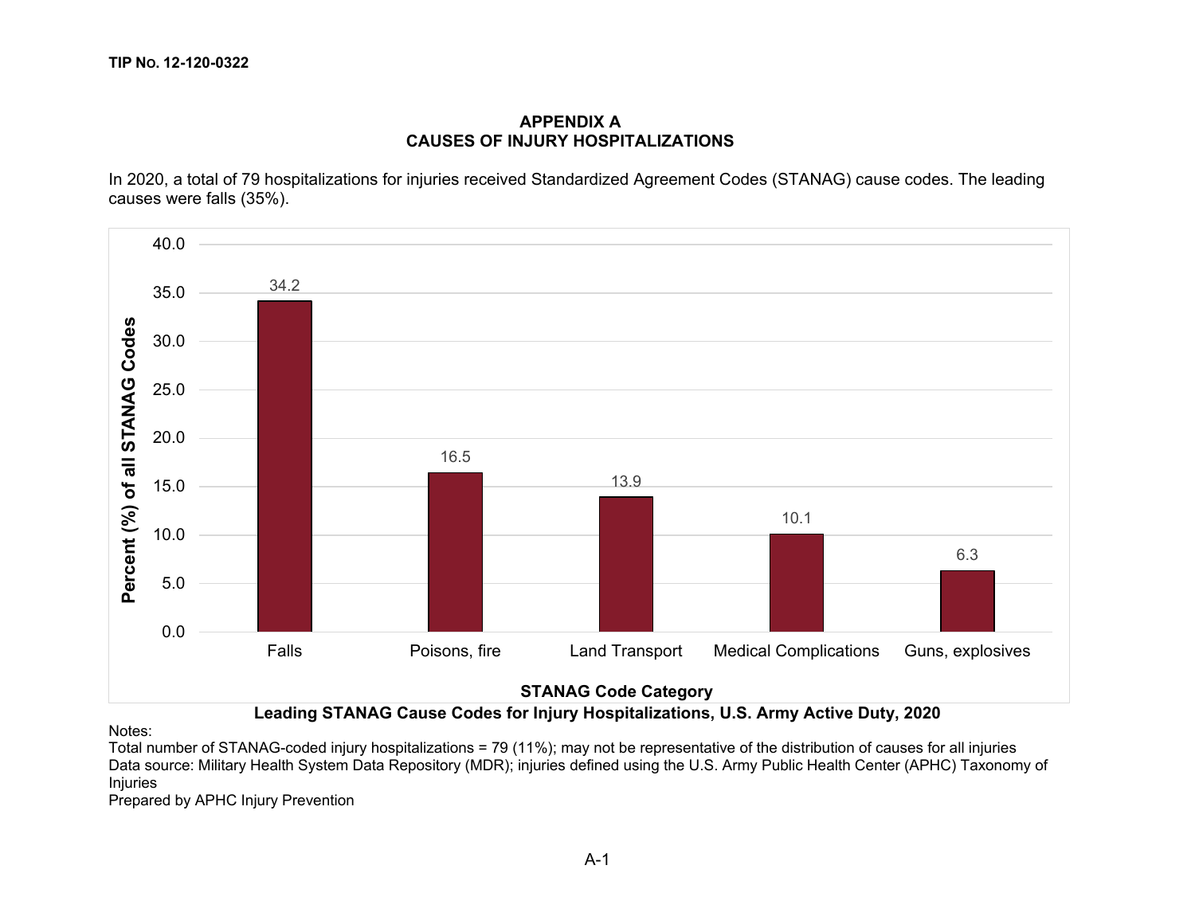## APPENDIX A
## CAUSES OF INJURY HOSPITALIZATIONS

In 2020, a total of 79 hospitalizations for injuries received Standardized Agreement Codes (STANAG) cause codes. The leading causes were falls (35%).

| STANAG Code Category | Percent (%) of all STANAG Codes |
|---|---|
| Falls | 34.2 |
| Poisons, fire | 16.5 |
| Land Transport | 13.9 |
| Medical Complications | 10.1 |
| Guns, explosives | 6.3 |

**Leading STANAG Cause Codes for Injury Hospitalizations, U.S. Army Active Duty, 2020**

Notes:
Total number of STANAG-coded injury hospitalizations = 79 (11%); may not be representative of the distribution of causes for all injuries
Data source: Military Health System Data Repository (MDR); injuries defined using the U.S. Army Public Health Center (APHC) Taxonomy of Injuries
Prepared by APHC Injury Prevention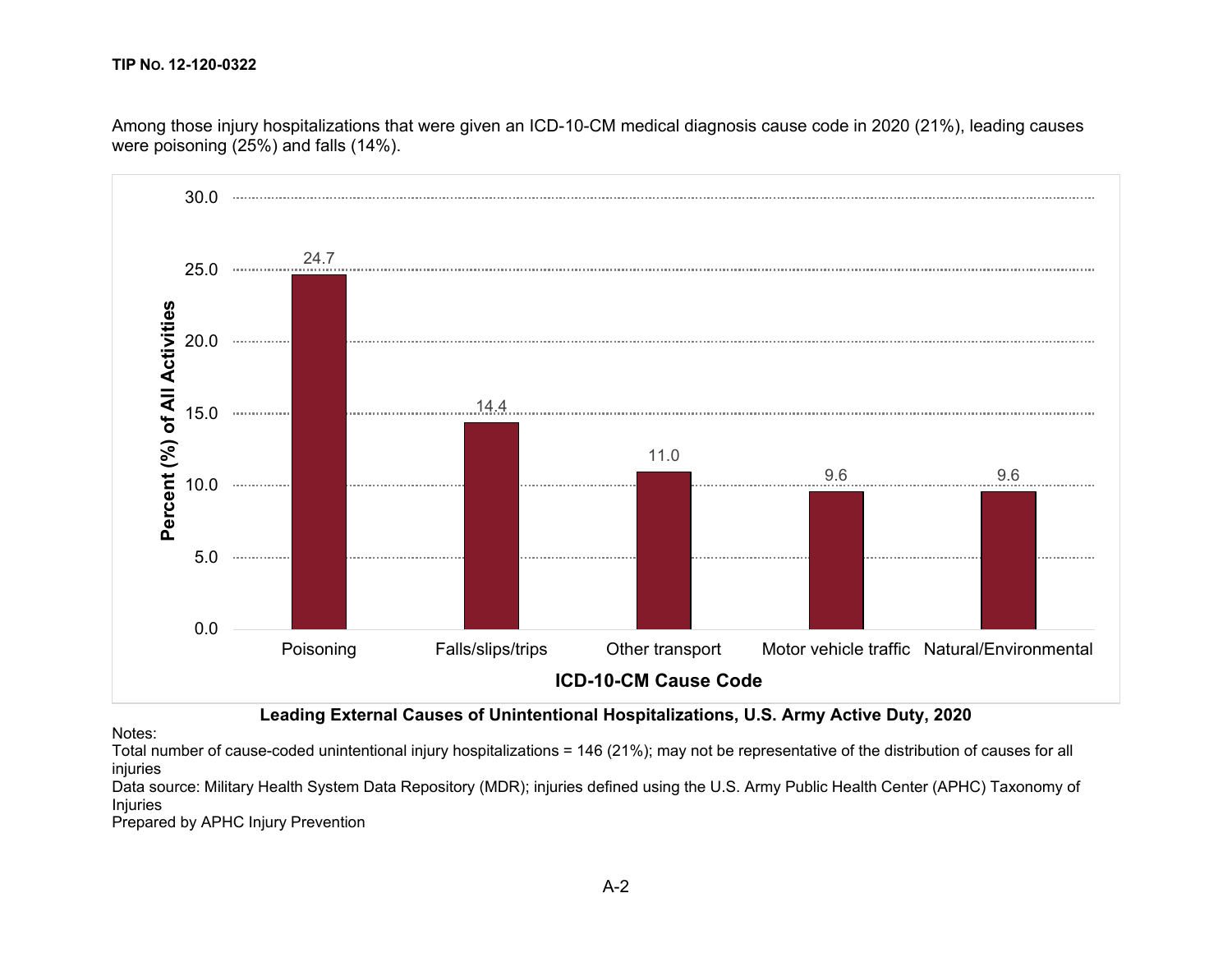Among those injury hospitalizations that were given an ICD-10-CM medical diagnosis cause code in 2020 (21%), leading causes were poisoning (25%) and falls (14%).

30.0
25.0
20.0
15.0
10.0
5.0
0.0

Percent (%) of All Activities

24.7
14.4
11.0
9.6
9.6

Poisoning
Falls/slips/trips
Other transport
Motor vehicle traffic
Natural/Environmental

ICD-10-CM Cause Code

**Leading External Causes of Unintentional Hospitalizations, U.S. Army Active Duty, 2020**

Notes:
Total number of cause-coded unintentional injury hospitalizations = 146 (21%); may not be representative of the distribution of causes for all injuries
Data source: Military Health System Data Repository (MDR); injuries defined using the U.S. Army Public Health Center (APHC) Taxonomy of Injuries
Prepared by APHC Injury Prevention